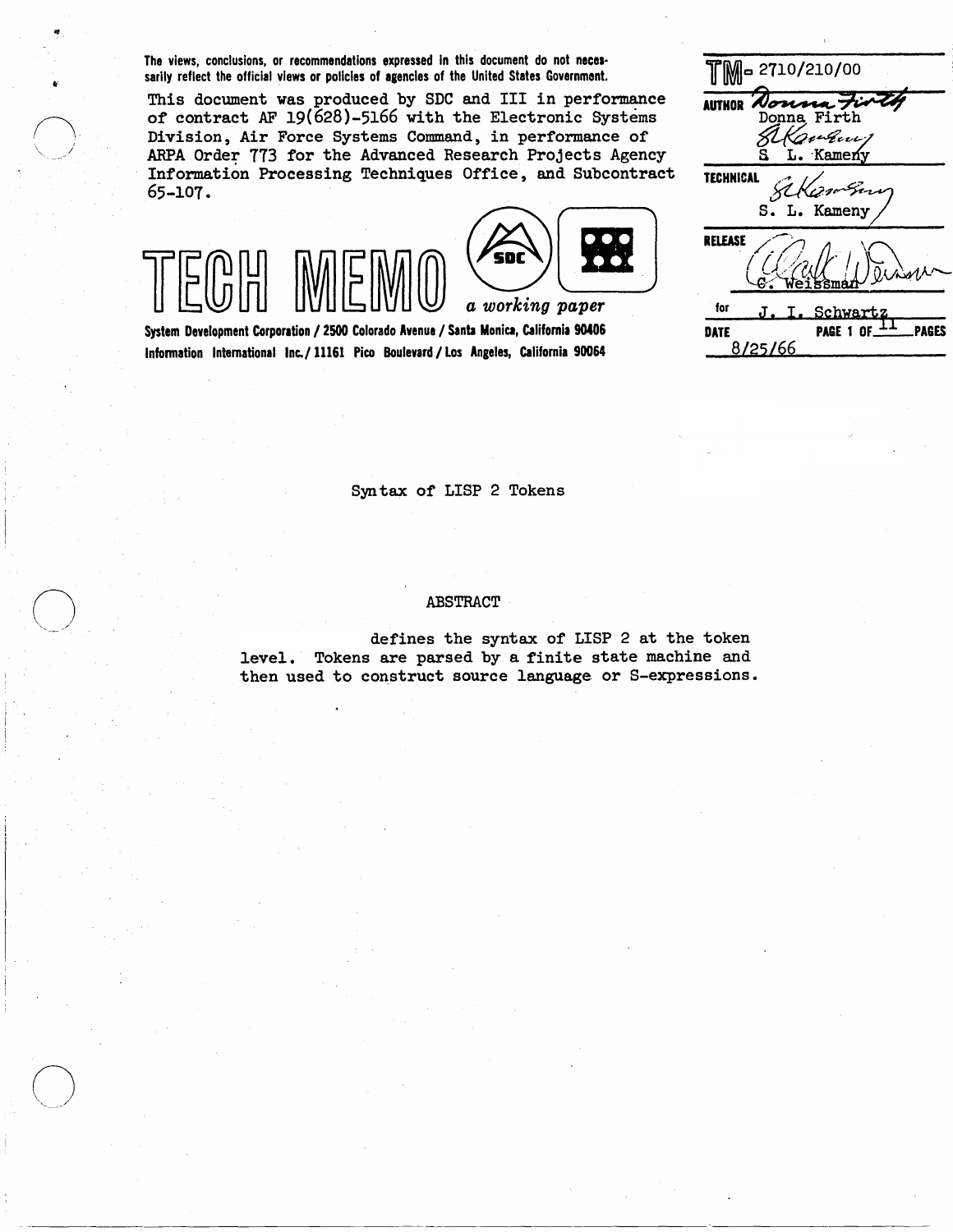The views, conclusions, or recommendations expressed in this document do not necessarily reflect the official views or policies of agencies of the United States Government.

This document was produced by SDC and III in performance of contract AF 19(628)-5166 with the Electronic Systems Division, Air Force Systems Command, in performance of ARPA Order 773 for the Advanced Research Projects Agency Information Processing Techniques Office, and Subcontract 65-107.

# TECH MEMO

*a working paper*

**System Development Corporation / 2500 Colorado Avenue / Santa Monica, California 90406**
**Information International Inc. / 11161 Pico Boulevard / Los Angeles, California 90064**

**TM-** 2710/210/00

**AUTHOR** Donna Firth
S. L. Kameny

**TECHNICAL** S. L. Kameny

**RELEASE** C. Weissman

**for** J. I. Schwartz

**DATE** 8/25/66 **PAGE 1 OF** 11 **PAGES**

## Syntax of LISP 2 Tokens

### ABSTRACT

defines the syntax of LISP 2 at the token level. Tokens are parsed by a finite state machine and then used to construct source language or S-expressions.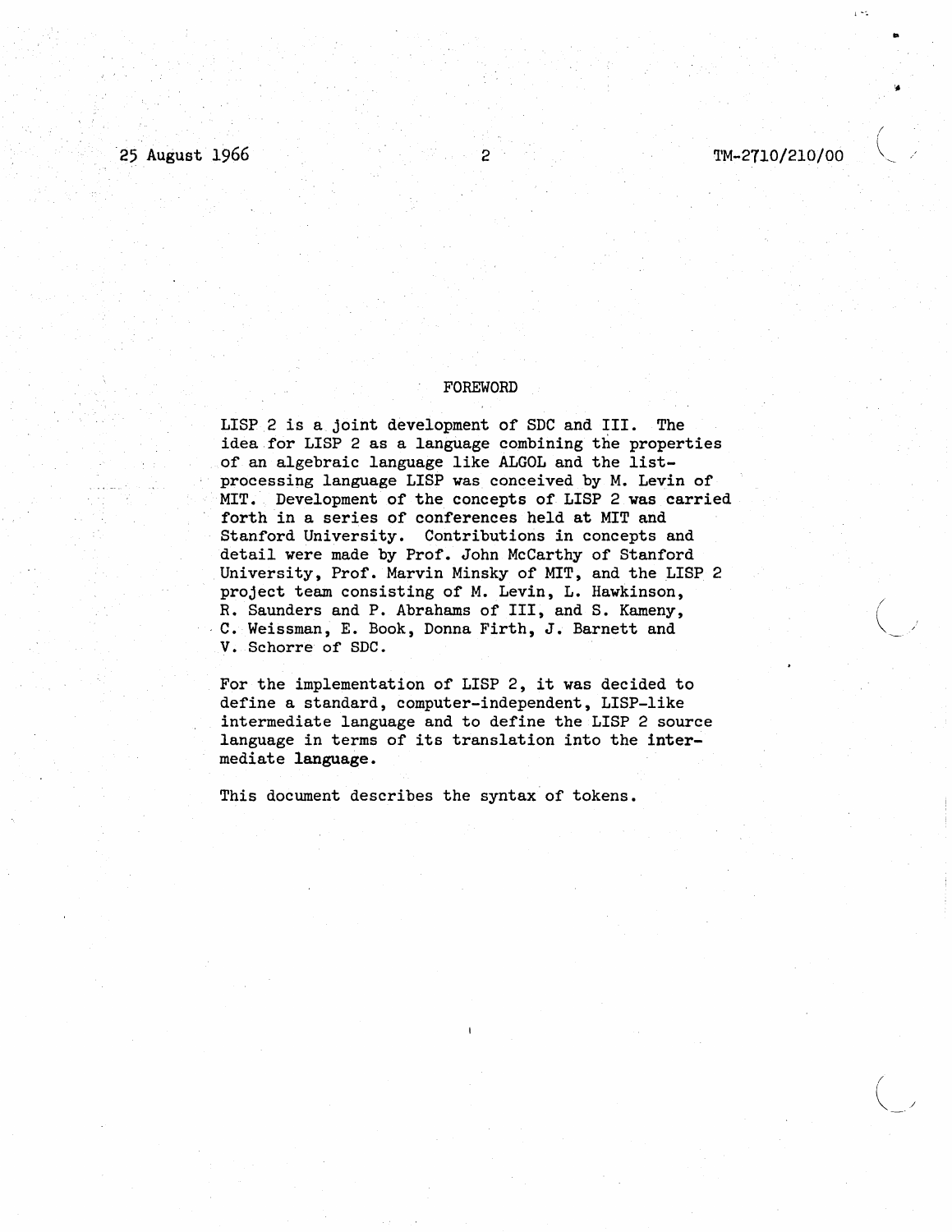# FOREWORD

LISP 2 is a joint development of SDC and III. The idea for LISP 2 as a language combining the properties of an algebraic language like ALGOL and the list-processing language LISP was conceived by M. Levin of MIT. Development of the concepts of LISP 2 was carried forth in a series of conferences held at MIT and Stanford University. Contributions in concepts and detail were made by Prof. John McCarthy of Stanford University, Prof. Marvin Minsky of MIT, and the LISP 2 project team consisting of M. Levin, L. Hawkinson, R. Saunders and P. Abrahams of III, and S. Kameny, C. Weissman, E. Book, Donna Firth, J. Barnett and V. Schorre of SDC.

For the implementation of LISP 2, it was decided to define a standard, computer-independent, LISP-like intermediate language and to define the LISP 2 source language in terms of its translation into the intermediate language.

This document describes the syntax of tokens.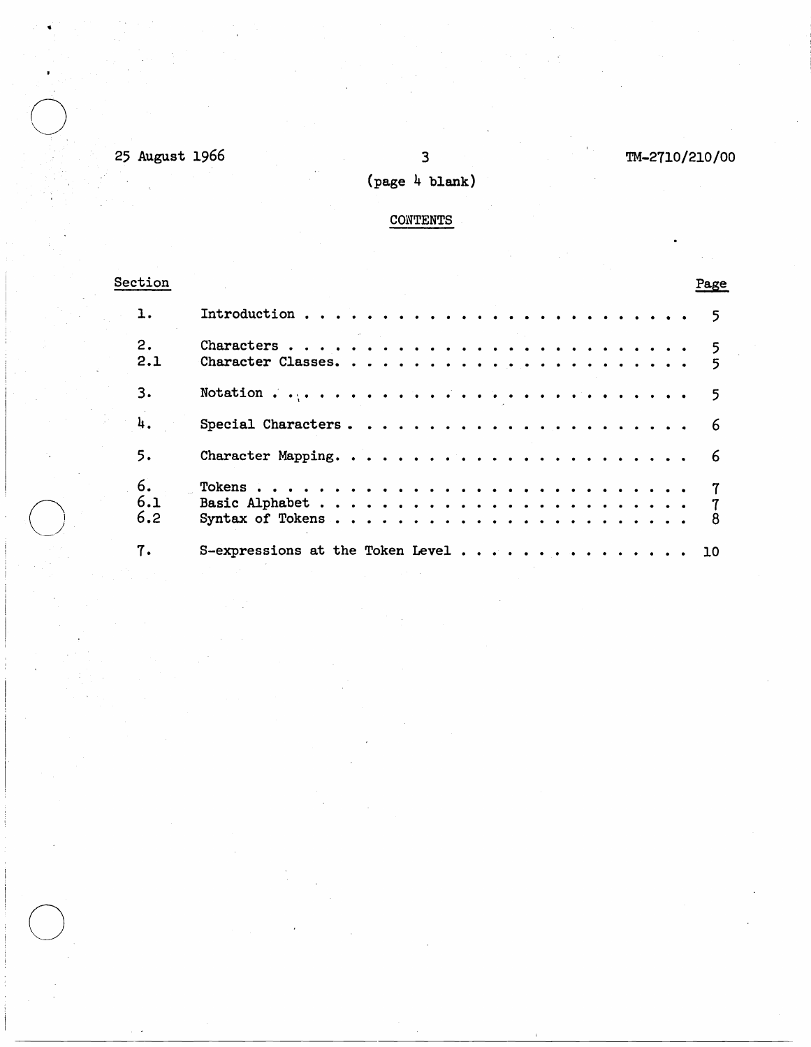## CONTENTS

| Section | | Page |
|---|---|---|
| 1. | Introduction | 5 |
| 2. | Characters | 5 |
| 2.1 | Character Classes | 5 |
| 3. | Notation | 5 |
| 4. | Special Characters | 6 |
| 5. | Character Mapping | 6 |
| 6. | Tokens | 7 |
| 6.1 | Basic Alphabet | 7 |
| 6.2 | Syntax of Tokens | 8 |
| 7. | S-expressions at the Token Level | 10 |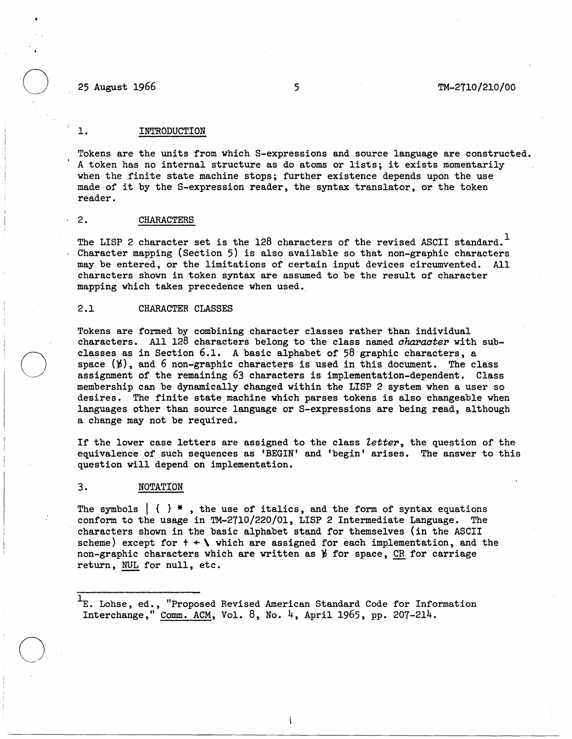## 1. INTRODUCTION

Tokens are the units from which S-expressions and source language are constructed. A token has no internal structure as do atoms or lists; it exists momentarily when the finite state machine stops; further existence depends upon the use made of it by the S-expression reader, the syntax translator, or the token reader.

## 2. CHARACTERS

The LISP 2 character set is the 128 characters of the revised ASCII standard.[1] Character mapping (Section 5) is also available so that non-graphic characters may be entered, or the limitations of certain input devices circumvented. All characters shown in token syntax are assumed to be the result of character mapping which takes precedence when used.

### 2.1 CHARACTER CLASSES

Tokens are formed by combining character classes rather than individual characters. All 128 characters belong to the class named *character* with subclasses as in Section 6.1. A basic alphabet of 58 graphic characters, a space (b̸), and 6 non-graphic characters is used in this document. The class assignment of the remaining 63 characters is implementation-dependent. Class membership can be dynamically changed within the LISP 2 system when a user so desires. The finite state machine which parses tokens is also changeable when languages other than source language or S-expressions are being read, although a change may not be required.

If the lower case letters are assigned to the class *letter*, the question of the equivalence of such sequences as 'BEGIN' and 'begin' arises. The answer to this question will depend on implementation.

## 3. NOTATION

The symbols | { } * , the use of italics, and the form of syntax equations conform to the usage in TM-2710/220/01, LISP 2 Intermediate Language. The characters shown in the basic alphabet stand for themselves (in the ASCII scheme) except for ↑ ← \ which are assigned for each implementation, and the non-graphic characters which are written as b̸ for space, CR for carriage return, NUL for null, etc.

---

[1] E. Lohse, ed., "Proposed Revised American Standard Code for Information Interchange," Comm. ACM, Vol. 8, No. 4, April 1965, pp. 207-214.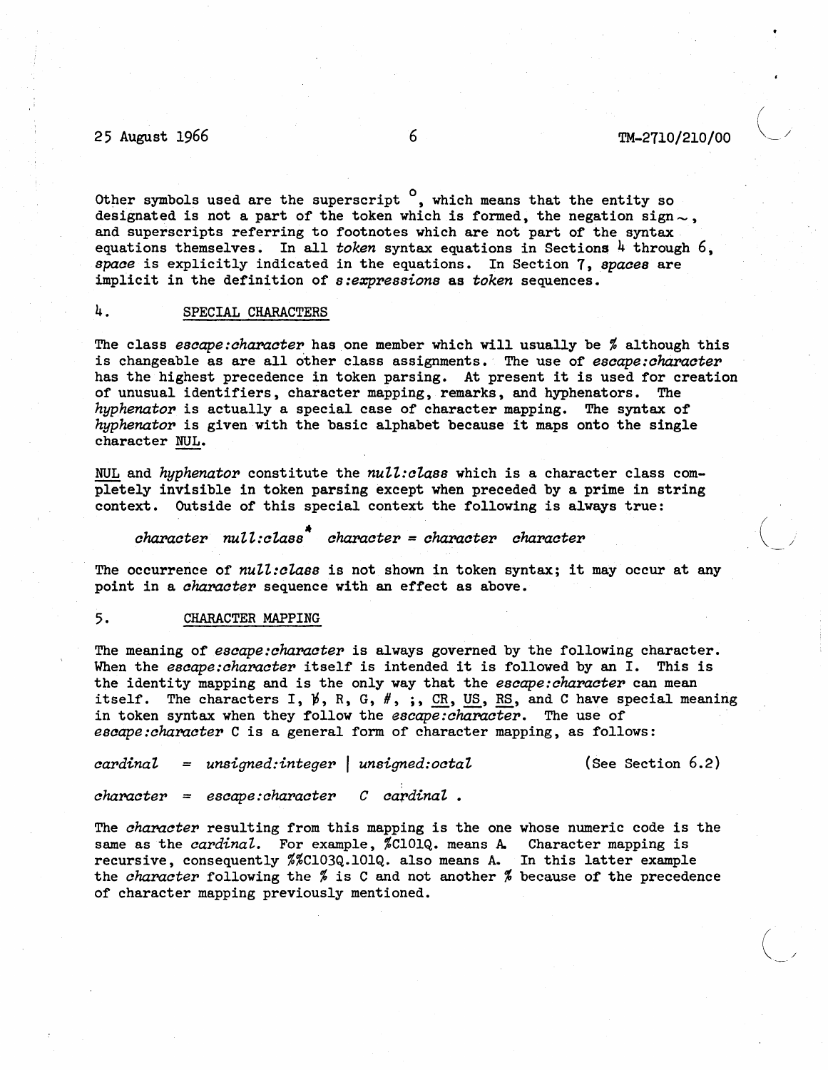Other symbols used are the superscript $^{\circ}$, which means that the entity so designated is not a part of the token which is formed, the negation sign ~, and superscripts referring to footnotes which are not part of the syntax equations themselves. In all *token* syntax equations in Sections 4 through 6, *space* is explicitly indicated in the equations. In Section 7, *spaces* are implicit in the definition of *s:expressions* as *token* sequences.

## 4. SPECIAL CHARACTERS

The class *escape:character* has one member which will usually be % although this is changeable as are all other class assignments. The use of *escape:character* has the highest precedence in token parsing. At present it is used for creation of unusual identifiers, character mapping, remarks, and hyphenators. The *hyphenator* is actually a special case of character mapping. The syntax of *hyphenator* is given with the basic alphabet because it maps onto the single character NUL.

NUL and *hyphenator* constitute the *null:class* which is a character class completely invisible in token parsing except when preceded by a prime in string context. Outside of this special context the following is always true:

*character null:class*$^{*}$ *character* = *character character*

The occurrence of *null:class* is not shown in token syntax; it may occur at any point in a *character* sequence with an effect as above.

## 5. CHARACTER MAPPING

The meaning of *escape:character* is always governed by the following character. When the *escape:character* itself is intended it is followed by an I. This is the identity mapping and is the only way that the *escape:character* can mean itself. The characters I, b̸, R, G, #, ;, CR, US, RS, and C have special meaning in token syntax when they follow the *escape:character*. The use of *escape:character* C is a general form of character mapping, as follows:

*cardinal* = *unsigned:integer* | *unsigned:octal* (See Section 6.2)

*character* = *escape:character* *C* *cardinal* .

The *character* resulting from this mapping is the one whose numeric code is the same as the *cardinal*. For example, %C101Q. means A. Character mapping is recursive, consequently %%C103Q.101Q. also means A. In this latter example the *character* following the % is C and not another % because of the precedence of character mapping previously mentioned.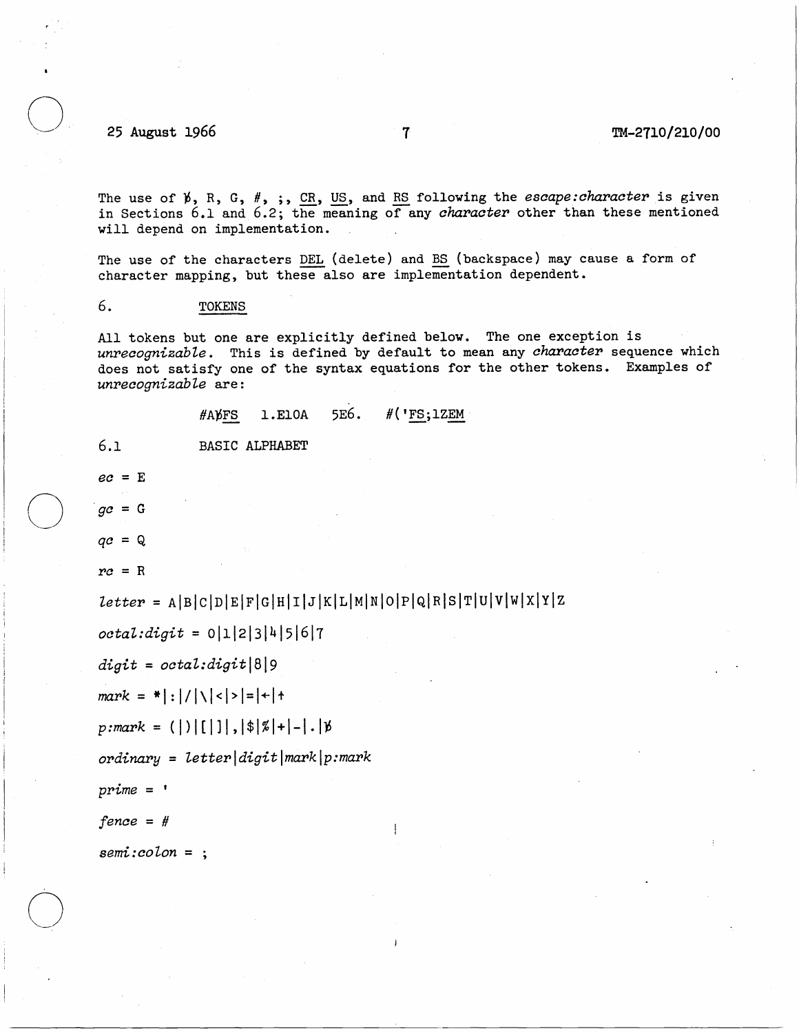The use of ␢, R, G, #, ;, CR, US, and RS following the *escape:character* is given in Sections 6.1 and 6.2; the meaning of any *character* other than these mentioned will depend on implementation.

The use of the characters DEL (delete) and BS (backspace) may cause a form of character mapping, but these also are implementation dependent.

## 6. TOKENS

All tokens but one are explicitly defined below. The one exception is *unrecognizable*. This is defined by default to mean any *character* sequence which does not satisfy one of the syntax equations for the other tokens. Examples of *unrecognizable* are:

#A␢FS   1.E10A   5E6.   #('FS;1ZEM

### 6.1 BASIC ALPHABET

*ec* = E

*gc* = G

*qc* = Q

*rc* = R

*letter* = A|B|C|D|E|F|G|H|I|J|K|L|M|N|O|P|Q|R|S|T|U|V|W|X|Y|Z

*octal:digit* = 0|1|2|3|4|5|6|7

*digit* = *octal:digit*|8|9

*mark* = *|:|/|\|<|>|=|←|↑

*p:mark* = (|)|[|]|,|$|%|+|-|.|␢

*ordinary* = *letter*|*digit*|*mark*|*p:mark*

*prime* = '

*fence* = #

*semi:colon* = ;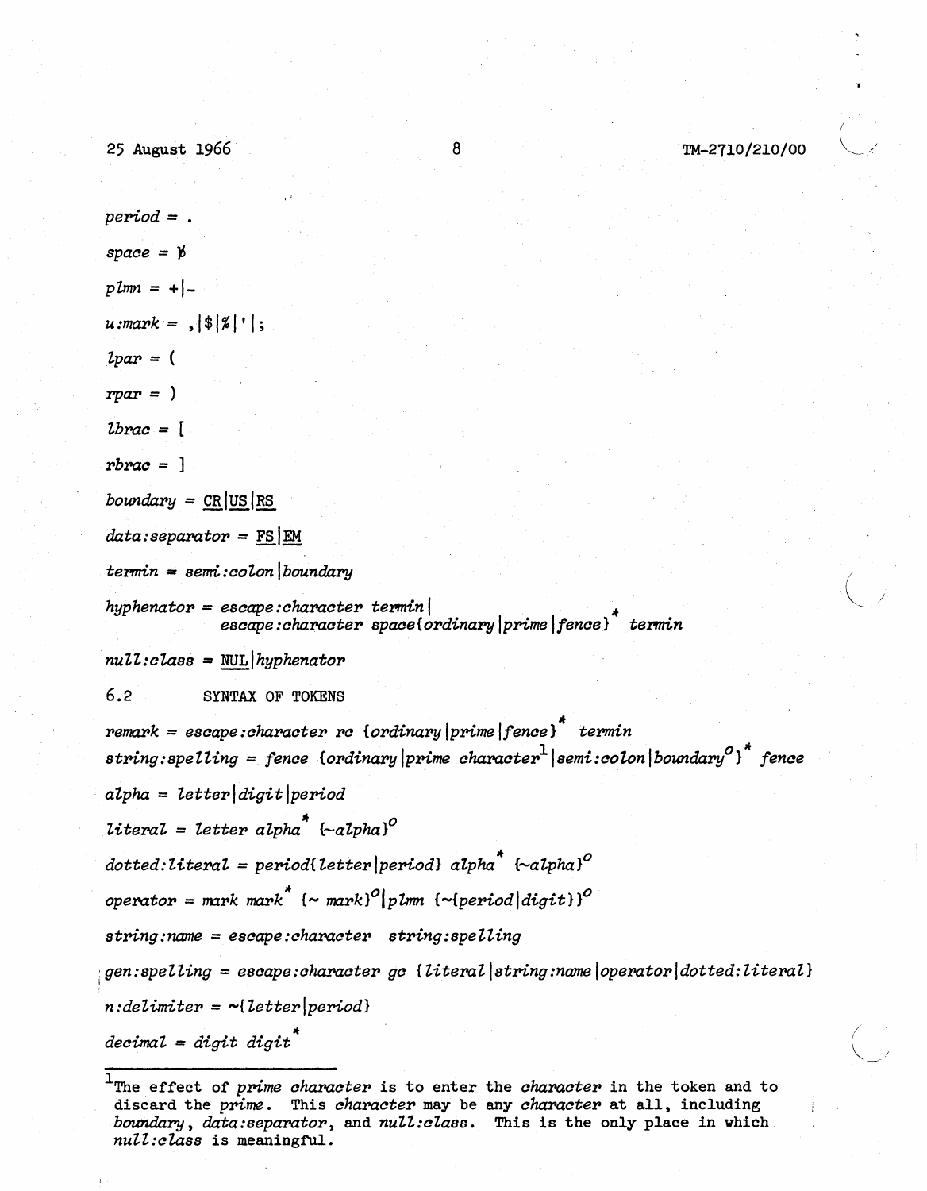*period* = .

*space* = ␢

*plmn* = +|-

*u:mark* = ,|$|%|'|;

*lpar* = (

*rpar* = )

*lbrac* = [

*rbrac* = ]

*boundary* = <u>CR</u>|<u>US</u>|<u>RS</u>

*data:separator* = <u>FS</u>|<u>EM</u>

*termin* = *semi:colon*|*boundary*

*hyphenator* = *escape:character termin*|
*escape:character space*{*ordinary*|*prime*|*fence*}* *termin*

*null:class* = <u>NUL</u>|*hyphenator*

6.2 SYNTAX OF TOKENS

*remark* = *escape:character rc* {*ordinary*|*prime*|*fence*}* *termin*

*string:spelling* = *fence* {*ordinary*|*prime character*[1]|*semi:colon*|*boundary*$^{o}$}* *fence*

*alpha* = *letter*|*digit*|*period*

*literal* = *letter alpha** {~*alpha*}$^{o}$

*dotted:literal* = *period*{*letter*|*period*} *alpha** {~*alpha*}$^{o}$

*operator* = *mark mark** {~ *mark*}$^{o}$|*plmn* {~{*period*|*digit*}}$^{o}$

*string:name* = *escape:character string:spelling*

*gen:spelling* = *escape:character gc* {*literal*|*string:name*|*operator*|*dotted:literal*}

*n:delimiter* = ~{*letter*|*period*}

*decimal* = *digit digit**

---

[1]The effect of *prime character* is to enter the *character* in the token and to discard the *prime*. This *character* may be any *character* at all, including *boundary*, *data:separator*, and *null:class*. This is the only place in which *null:class* is meaningful.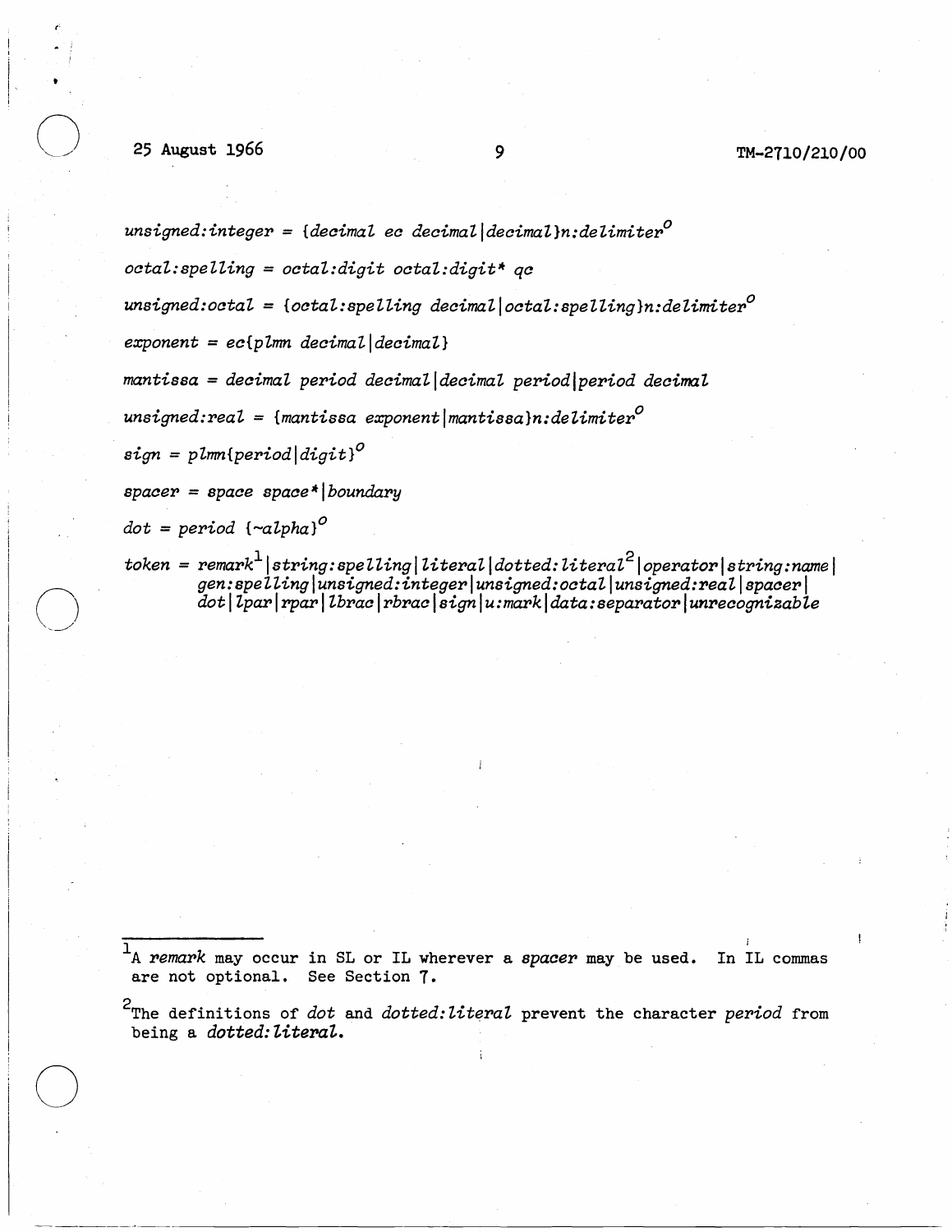*unsigned:integer* = {*decimal ec decimal*|*decimal*}*n:delimiter*$^{o}$

*octal:spelling* = *octal:digit octal:digit** *qc*

*unsigned:octal* = {*octal:spelling decimal*|*octal:spelling*}*n:delimiter*$^{o}$

*exponent* = *ec*{*plmn decimal*|*decimal*}

*mantissa* = *decimal period decimal*|*decimal period*|*period decimal*

*unsigned:real* = {*mantissa exponent*|*mantissa*}*n:delimiter*$^{o}$

*sign* = *plmn*{*period*|*digit*}$^{o}$

*spacer* = *space space**|*boundary*

*dot* = *period* {~*alpha*}$^{o}$

*token* = *remark*[1]|*string:spelling*|*literal*|*dotted:literal*[2]|*operator*|*string:name*|
*gen:spelling*|*unsigned:integer*|*unsigned:octal*|*unsigned:real*|*spacer*|
*dot*|*lpar*|*rpar*|*lbrac*|*rbrac*|*sign*|*u:mark*|*data:separator*|*unrecognizable*

---

[1] A *remark* may occur in SL or IL wherever a *spacer* may be used. In IL commas are not optional. See Section 7.

[2] The definitions of *dot* and *dotted:literal* prevent the character *period* from being a *dotted:literal*.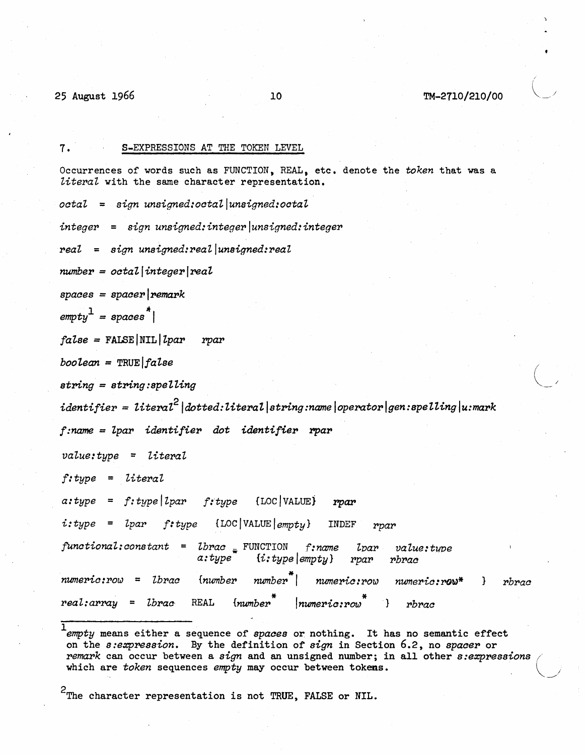## 7. S-EXPRESSIONS AT THE TOKEN LEVEL

Occurrences of words such as FUNCTION, REAL, etc. denote the *token* that was a *literal* with the same character representation.

*octal* = *sign unsigned:octal* | *unsigned:octal*

*integer* = *sign unsigned:integer* | *unsigned:integer*

*real* = *sign unsigned:real* | *unsigned:real*

*number* = *octal* | *integer* | *real*

*spaces* = *spacer* | *remark*

*empty*[1] = *spaces** |

*false* = FALSE | NIL | *lpar* *rpar*

*boolean* = TRUE | *false*

*string* = *string:spelling*

*identifier* = *literal*[2] | *dotted:literal* | *string:name* | *operator* | *gen:spelling* | *u:mark*

*f:name* = *lpar* *identifier* *dot* *identifier* *rpar*

*value:type* = *literal*

*f:type* = *literal*

*a:type* = *f:type* | *lpar* *f:type* {LOC | VALUE} *rpar*

*i:type* = *lpar* *f:type* {LOC | VALUE | *empty*} INDEF *rpar*

*functional:constant* = *lbrac* * FUNCTION *f:name* *lpar* *value:type* *a:type** {*i:type* | *empty*} *rpar* *rbrac*

*numeric:row* = *lbrac* {*number* *number** | *numeric:row* *numeric:row** } *rbrac*

*real:array* = *lbrac* REAL {*number** | *numeric:row** } *rbrac*

---

[1] *empty* means either a sequence of *spaces* or nothing. It has no semantic effect on the *s:expression*. By the definition of *sign* in Section 6.2, no *spacer* or *remark* can occur between a *sign* and an unsigned number; in all other *s:expressions* which are *token* sequences *empty* may occur between tokens.

[2] The character representation is not TRUE, FALSE or NIL.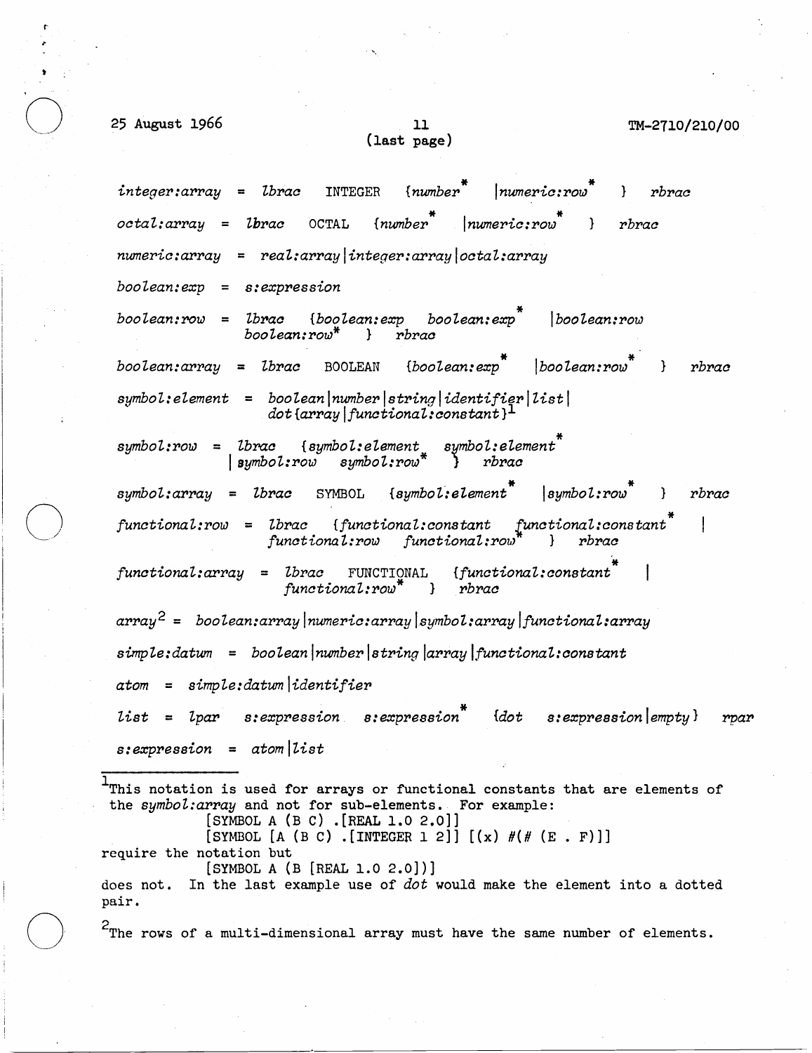*integer:array* = *lbrac* INTEGER {*number** |*numeric:row** } *rbrac*

*octal:array* = *lbrac* OCTAL {*number** |*numeric:row** } *rbrac*

*numeric:array* = *real:array*|*integer:array*|*octal:array*

*boolean:exp* = *s:expression*

*boolean:row* = *lbrac* {*boolean:exp* *boolean:exp** |*boolean:row* *boolean:row** } *rbrac*

*boolean:array* = *lbrac* BOOLEAN {*boolean:exp** |*boolean:row** } *rbrac*

*symbol:element* = *boolean*|*number*|*string*|*identifier*|*list*| *dot*{*array*|*functional:constant*}[1]

*symbol:row* = *lbrac* {*symbol:element* *symbol:element** |*symbol:row* *symbol:row** } *rbrac*

*symbol:array* = *lbrac* SYMBOL {*symbol:element** |*symbol:row** } *rbrac*

*functional:row* = *lbrac* {*functional:constant* *functional:constant** | *functional:row* *functional:row** } *rbrac*

*functional:array* = *lbrac* FUNCTIONAL {*functional:constant** | *functional:row** } *rbrac*

*array*[2] = *boolean:array*|*numeric:array*|*symbol:array*|*functional:array*

*simple:datum* = *boolean*|*number*|*string*|*array*|*functional:constant*

*atom* = *simple:datum*|*identifier*

*list* = *lpar* *s:expression* *s:expression** {*dot* *s:expression*|*empty*} *rpar*

*s:expression* = *atom*|*list*

---

[1] This notation is used for arrays or functional constants that are elements of the *symbol:array* and not for sub-elements. For example:

```
[SYMBOL A (B C) .[REAL 1.0 2.0]]
[SYMBOL [A (B C) .[INTEGER 1 2]] [(x) #(# (E . F))]]
```

require the notation but

```
[SYMBOL A (B [REAL 1.0 2.0])]
```

does not. In the last example use of *dot* would make the element into a dotted pair.

[2] The rows of a multi-dimensional array must have the same number of elements.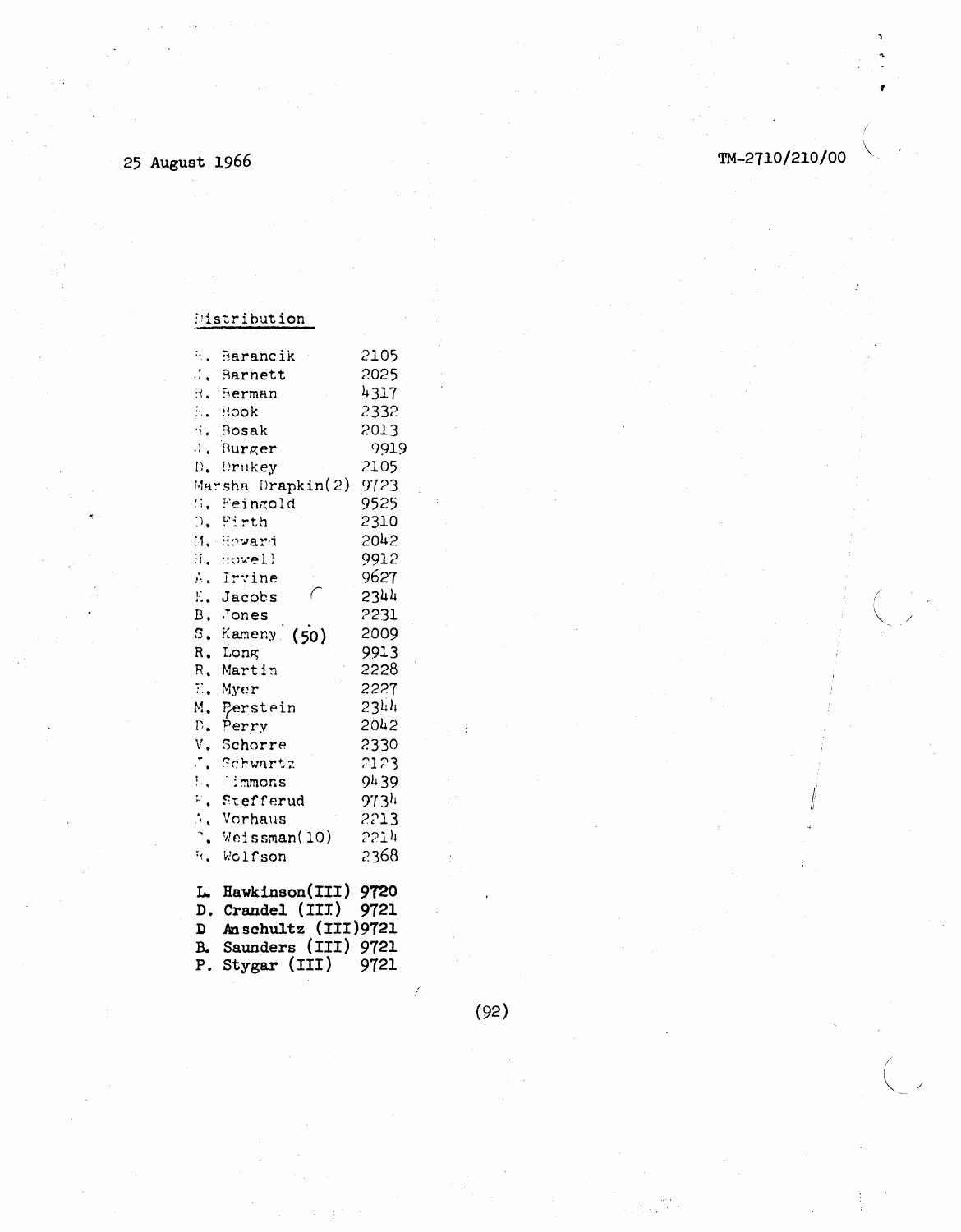## Distribution

| | |
|---|---|
| R. Barancik | 2105 |
| J. Barnett | 2025 |
| R. Berman | 4317 |
| E. Book | 2332 |
| R. Bosak | 2013 |
| J. Burger | 9919 |
| D. Drukey | 2105 |
| Marsha Drapkin(2) | 9723 |
| G. Feingold | 9525 |
| D. Firth | 2310 |
| M. Howard | 2042 |
| H. Howell | 9912 |
| A. Irvine | 9627 |
| E. Jacobs | 2344 |
| B. Jones | 2231 |
| S. Kameny (50) | 2009 |
| R. Long | 9913 |
| R. Martin | 2228 |
| E. Myer | 2227 |
| M. Perstein | 2344 |
| D. Perry | 2042 |
| V. Schorre | 2330 |
| J. Schwartz | 2123 |
| L. Simmons | 9439 |
| E. Stefferud | 9734 |
| A. Vorhaus | 2213 |
| C. Weissman(10) | 2214 |
| R. Wolfson | 2368 |
| **L. Hawkinson(III)** | **9720** |
| **D. Crandel (III)** | **9721** |
| **D Anschultz (III)** | **9721** |
| **B. Saunders (III)** | **9721** |
| **P. Stygar (III)** | **9721** |